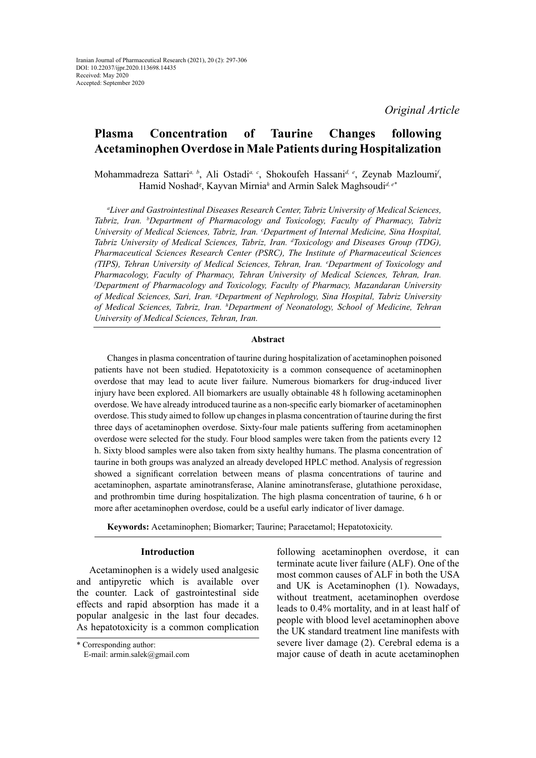Iranian Journal of Pharmaceutical Research (2021), 20 (2): 297-306
DOI: 10.22037/ijpr.2020.113698.14435
Received: May 2020
Accepted: September 2020

*Original Article*

# Plasma Concentration of Taurine Changes following Acetaminophen Overdose in Male Patients during Hospitalization

Mohammadreza Sattari[a, b], Ali Ostadi[a, c], Shokoufeh Hassani[d, e], Zeynab Mazloumi[f], Hamid Noshad[g], Kayvan Mirnia[h] and Armin Salek Maghsoudi[d, e*]

*[a]Liver and Gastrointestinal Diseases Research Center, Tabriz University of Medical Sciences, Tabriz, Iran. [b]Department of Pharmacology and Toxicology, Faculty of Pharmacy, Tabriz University of Medical Sciences, Tabriz, Iran. [c]Department of Internal Medicine, Sina Hospital, Tabriz University of Medical Sciences, Tabriz, Iran. [d]Toxicology and Diseases Group (TDG), Pharmaceutical Sciences Research Center (PSRC), The Institute of Pharmaceutical Sciences (TIPS), Tehran University of Medical Sciences, Tehran, Iran. [e]Department of Toxicology and Pharmacology, Faculty of Pharmacy, Tehran University of Medical Sciences, Tehran, Iran. [f]Department of Pharmacology and Toxicology, Faculty of Pharmacy, Mazandaran University of Medical Sciences, Sari, Iran. [g]Department of Nephrology, Sina Hospital, Tabriz University of Medical Sciences, Tabriz, Iran. [h]Department of Neonatology, School of Medicine, Tehran University of Medical Sciences, Tehran, Iran.*

### Abstract

Changes in plasma concentration of taurine during hospitalization of acetaminophen poisoned patients have not been studied. Hepatotoxicity is a common consequence of acetaminophen overdose that may lead to acute liver failure. Numerous biomarkers for drug-induced liver injury have been explored. All biomarkers are usually obtainable 48 h following acetaminophen overdose. We have already introduced taurine as a non-specific early biomarker of acetaminophen overdose. This study aimed to follow up changes in plasma concentration of taurine during the first three days of acetaminophen overdose. Sixty-four male patients suffering from acetaminophen overdose were selected for the study. Four blood samples were taken from the patients every 12 h. Sixty blood samples were also taken from sixty healthy humans. The plasma concentration of taurine in both groups was analyzed an already developed HPLC method. Analysis of regression showed a significant correlation between means of plasma concentrations of taurine and acetaminophen, aspartate aminotransferase, Alanine aminotransferase, glutathione peroxidase, and prothrombin time during hospitalization. The high plasma concentration of taurine, 6 h or more after acetaminophen overdose, could be a useful early indicator of liver damage.

**Keywords:** Acetaminophen; Biomarker; Taurine; Paracetamol; Hepatotoxicity.

## Introduction

Acetaminophen is a widely used analgesic and antipyretic which is available over the counter. Lack of gastrointestinal side effects and rapid absorption has made it a popular analgesic in the last four decades. As hepatotoxicity is a common complication following acetaminophen overdose, it can terminate acute liver failure (ALF). One of the most common causes of ALF in both the USA and UK is Acetaminophen (1). Nowadays, without treatment, acetaminophen overdose leads to 0.4% mortality, and in at least half of people with blood level acetaminophen above the UK standard treatment line manifests with severe liver damage (2). Cerebral edema is a major cause of death in acute acetaminophen

* Corresponding author:
E-mail: armin.salek@gmail.com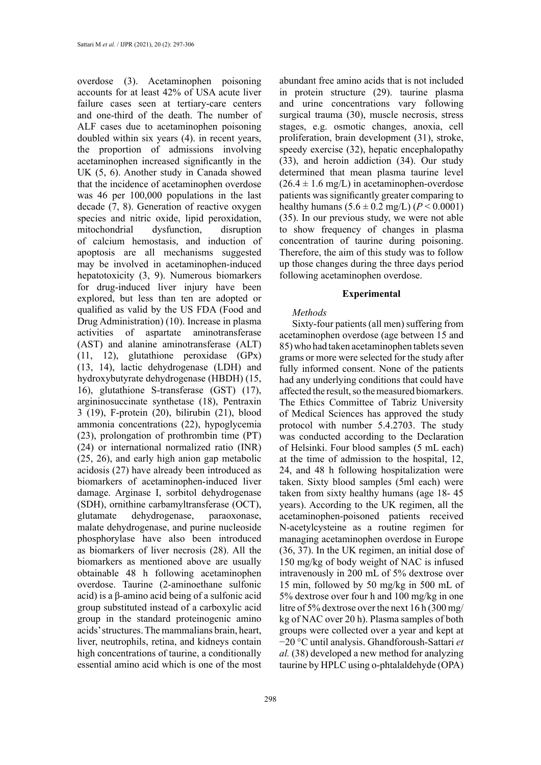overdose (3). Acetaminophen poisoning accounts for at least 42% of USA acute liver failure cases seen at tertiary-care centers and one-third of the death. The number of ALF cases due to acetaminophen poisoning doubled within six years (4). in recent years, the proportion of admissions involving acetaminophen increased significantly in the UK (5, 6). Another study in Canada showed that the incidence of acetaminophen overdose was 46 per 100,000 populations in the last decade (7, 8). Generation of reactive oxygen species and nitric oxide, lipid peroxidation, mitochondrial dysfunction, disruption of calcium hemostasis, and induction of apoptosis are all mechanisms suggested may be involved in acetaminophen-induced hepatotoxicity (3, 9). Numerous biomarkers for drug-induced liver injury have been explored, but less than ten are adopted or qualified as valid by the US FDA (Food and Drug Administration) (10). Increase in plasma activities of aspartate aminotransferase (AST) and alanine aminotransferase (ALT) (11, 12), glutathione peroxidase (GPx) (13, 14), lactic dehydrogenase (LDH) and hydroxybutyrate dehydrogenase (HBDH) (15, 16), glutathione S-transferase (GST) (17), argininosuccinate synthetase (18), Pentraxin 3 (19), F-protein (20), bilirubin (21), blood ammonia concentrations (22), hypoglycemia (23), prolongation of prothrombin time (PT) (24) or international normalized ratio (INR) (25, 26), and early high anion gap metabolic acidosis (27) have already been introduced as biomarkers of acetaminophen-induced liver damage. Arginase I, sorbitol dehydrogenase (SDH), ornithine carbamyltransferase (OCT), glutamate dehydrogenase, paraoxonase, malate dehydrogenase, and purine nucleoside phosphorylase have also been introduced as biomarkers of liver necrosis (28). All the biomarkers as mentioned above are usually obtainable 48 h following acetaminophen overdose. Taurine (2-aminoethane sulfonic acid) is a β-amino acid being of a sulfonic acid group substituted instead of a carboxylic acid group in the standard proteinogenic amino acids' structures. The mammalians brain, heart, liver, neutrophils, retina, and kidneys contain high concentrations of taurine, a conditionally essential amino acid which is one of the most abundant free amino acids that is not included in protein structure (29). taurine plasma and urine concentrations vary following surgical trauma (30), muscle necrosis, stress stages, e.g. osmotic changes, anoxia, cell proliferation, brain development (31), stroke, speedy exercise (32), hepatic encephalopathy (33), and heroin addiction (34). Our study determined that mean plasma taurine level ($26.4 \pm 1.6$ mg/L) in acetaminophen-overdose patients was significantly greater comparing to healthy humans ($5.6 \pm 0.2$ mg/L) ($P < 0.0001$) (35). In our previous study, we were not able to show frequency of changes in plasma concentration of taurine during poisoning. Therefore, the aim of this study was to follow up those changes during the three days period following acetaminophen overdose.

## Experimental

*Methods*

Sixty-four patients (all men) suffering from acetaminophen overdose (age between 15 and 85) who had taken acetaminophen tablets seven grams or more were selected for the study after fully informed consent. None of the patients had any underlying conditions that could have affected the result, so the measured biomarkers. The Ethics Committee of Tabriz University of Medical Sciences has approved the study protocol with number 5.4.2703. The study was conducted according to the Declaration of Helsinki. Four blood samples (5 mL each) at the time of admission to the hospital, 12, 24, and 48 h following hospitalization were taken. Sixty blood samples (5ml each) were taken from sixty healthy humans (age 18- 45 years). According to the UK regimen, all the acetaminophen-poisoned patients received N-acetylcysteine as a routine regimen for managing acetaminophen overdose in Europe (36, 37). In the UK regimen, an initial dose of 150 mg/kg of body weight of NAC is infused intravenously in 200 mL of 5% dextrose over 15 min, followed by 50 mg/kg in 500 mL of 5% dextrose over four h and 100 mg/kg in one litre of 5% dextrose over the next 16 h (300 mg/kg of NAC over 20 h). Plasma samples of both groups were collected over a year and kept at −20 °C until analysis. Ghandforoush-Sattari *et al.* (38) developed a new method for analyzing taurine by HPLC using o-phtalaldehyde (OPA)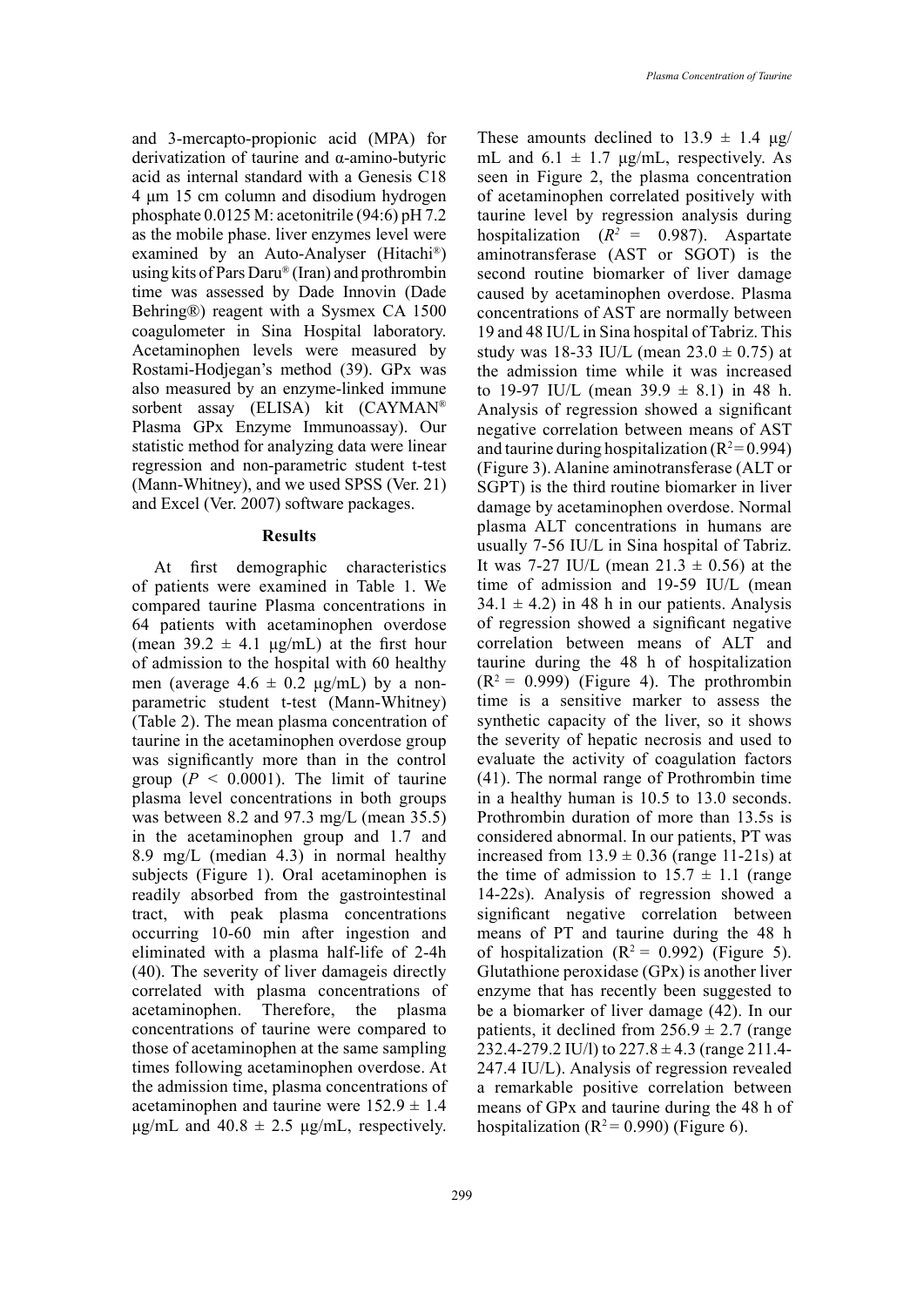and 3-mercapto-propionic acid (MPA) for derivatization of taurine and α-amino-butyric acid as internal standard with a Genesis C18 4 μm 15 cm column and disodium hydrogen phosphate 0.0125 M: acetonitrile (94:6) pH 7.2 as the mobile phase. liver enzymes level were examined by an Auto-Analyser (Hitachi®) using kits of Pars Daru® (Iran) and prothrombin time was assessed by Dade Innovin (Dade Behring®) reagent with a Sysmex CA 1500 coagulometer in Sina Hospital laboratory. Acetaminophen levels were measured by Rostami-Hodjegan's method (39). GPx was also measured by an enzyme-linked immune sorbent assay (ELISA) kit (CAYMAN® Plasma GPx Enzyme Immunoassay). Our statistic method for analyzing data were linear regression and non-parametric student t-test (Mann-Whitney), and we used SPSS (Ver. 21) and Excel (Ver. 2007) software packages.

## Results

At first demographic characteristics of patients were examined in Table 1. We compared taurine Plasma concentrations in 64 patients with acetaminophen overdose (mean 39.2 ± 4.1 μg/mL) at the first hour of admission to the hospital with 60 healthy men (average 4.6 ± 0.2 μg/mL) by a non-parametric student t-test (Mann-Whitney) (Table 2). The mean plasma concentration of taurine in the acetaminophen overdose group was significantly more than in the control group ($P < 0.0001$). The limit of taurine plasma level concentrations in both groups was between 8.2 and 97.3 mg/L (mean 35.5) in the acetaminophen group and 1.7 and 8.9 mg/L (median 4.3) in normal healthy subjects (Figure 1). Oral acetaminophen is readily absorbed from the gastrointestinal tract, with peak plasma concentrations occurring 10-60 min after ingestion and eliminated with a plasma half-life of 2-4h (40). The severity of liver damageis directly correlated with plasma concentrations of acetaminophen. Therefore, the plasma concentrations of taurine were compared to those of acetaminophen at the same sampling times following acetaminophen overdose. At the admission time, plasma concentrations of acetaminophen and taurine were 152.9 ± 1.4 μg/mL and 40.8 ± 2.5 μg/mL, respectively. These amounts declined to 13.9 ± 1.4 μg/mL and 6.1 ± 1.7 μg/mL, respectively. As seen in Figure 2, the plasma concentration of acetaminophen correlated positively with taurine level by regression analysis during hospitalization ($R^2$ = 0.987). Aspartate aminotransferase (AST or SGOT) is the second routine biomarker of liver damage caused by acetaminophen overdose. Plasma concentrations of AST are normally between 19 and 48 IU/L in Sina hospital of Tabriz. This study was 18-33 IU/L (mean 23.0 ± 0.75) at the admission time while it was increased to 19-97 IU/L (mean 39.9 ± 8.1) in 48 h. Analysis of regression showed a significant negative correlation between means of AST and taurine during hospitalization ($R^2$ = 0.994) (Figure 3). Alanine aminotransferase (ALT or SGPT) is the third routine biomarker in liver damage by acetaminophen overdose. Normal plasma ALT concentrations in humans are usually 7-56 IU/L in Sina hospital of Tabriz. It was 7-27 IU/L (mean 21.3 ± 0.56) at the time of admission and 19-59 IU/L (mean 34.1 ± 4.2) in 48 h in our patients. Analysis of regression showed a significant negative correlation between means of ALT and taurine during the 48 h of hospitalization ($R^2$ = 0.999) (Figure 4). The prothrombin time is a sensitive marker to assess the synthetic capacity of the liver, so it shows the severity of hepatic necrosis and used to evaluate the activity of coagulation factors (41). The normal range of Prothrombin time in a healthy human is 10.5 to 13.0 seconds. Prothrombin duration of more than 13.5s is considered abnormal. In our patients, PT was increased from 13.9 ± 0.36 (range 11-21s) at the time of admission to 15.7 ± 1.1 (range 14-22s). Analysis of regression showed a significant negative correlation between means of PT and taurine during the 48 h of hospitalization ($R^2$ = 0.992) (Figure 5). Glutathione peroxidase (GPx) is another liver enzyme that has recently been suggested to be a biomarker of liver damage (42). In our patients, it declined from 256.9 ± 2.7 (range 232.4-279.2 IU/l) to 227.8 ± 4.3 (range 211.4-247.4 IU/L). Analysis of regression revealed a remarkable positive correlation between means of GPx and taurine during the 48 h of hospitalization ($R^2$ = 0.990) (Figure 6).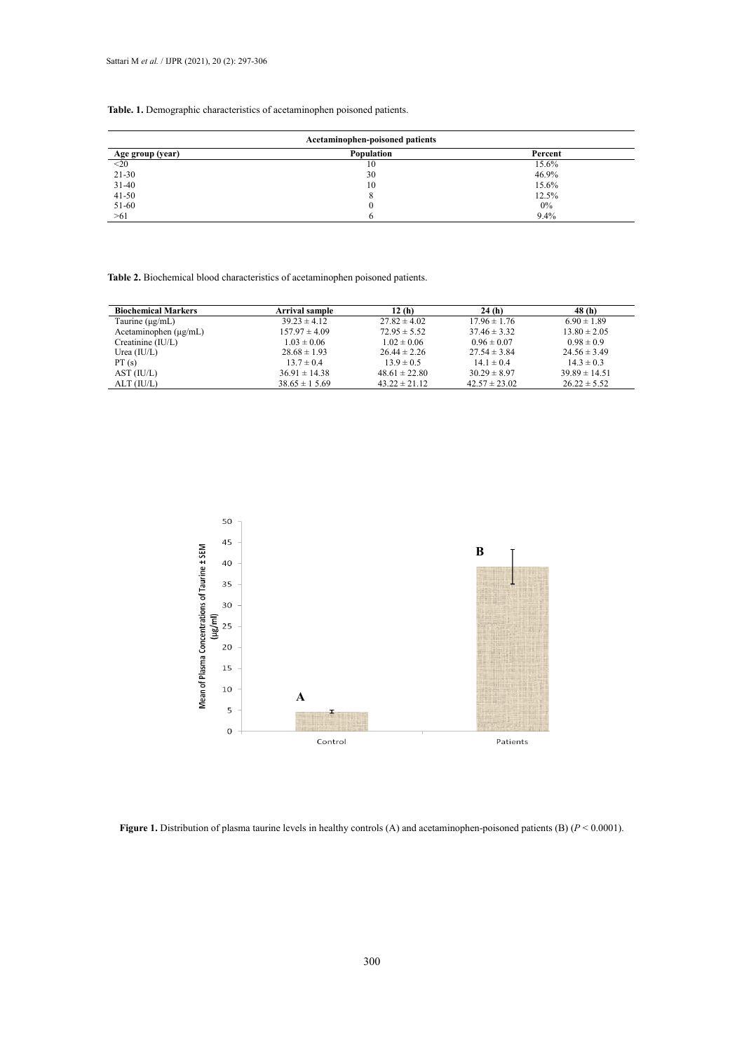**Table. 1.** Demographic characteristics of acetaminophen poisoned patients.

| Acetaminophen-poisoned patients | | |
|---|---|---|
| **Age group (year)** | **Population** | **Percent** |
| <20 | 10 | 15.6% |
| 21-30 | 30 | 46.9% |
| 31-40 | 10 | 15.6% |
| 41-50 | 8 | 12.5% |
| 51-60 | 0 | 0% |
| >61 | 6 | 9.4% |

**Table 2.** Biochemical blood characteristics of acetaminophen poisoned patients.

| Biochemical Markers | Arrival sample | 12 (h) | 24 (h) | 48 (h) |
|---|---|---|---|---|
| Taurine (μg/mL) | 39.23 ± 4.12 | 27.82 ± 4.02 | 17.96 ± 1.76 | 6.90 ± 1.89 |
| Acetaminophen (μg/mL) | 157.97 ± 4.09 | 72.95 ± 5.52 | 37.46 ± 3.32 | 13.80 ± 2.05 |
| Creatinine (IU/L) | 1.03 ± 0.06 | 1.02 ± 0.06 | 0.96 ± 0.07 | 0.98 ± 0.9 |
| Urea (IU/L) | 28.68 ± 1.93 | 26.44 ± 2.26 | 27.54 ± 3.84 | 24.56 ± 3.49 |
| PT (s) | 13.7 ± 0.4 | 13.9 ± 0.5 | 14.1 ± 0.4 | 14.3 ± 0.3 |
| AST (IU/L) | 36.91 ± 14.38 | 48.61 ± 22.80 | 30.29 ± 8.97 | 39.89 ± 14.51 |
| ALT (IU/L) | 38.65 ± 1 5.69 | 43.22 ± 21.12 | 42.57 ± 23.02 | 26.22 ± 5.52 |

**Figure 1.** Distribution of plasma taurine levels in healthy controls (A) and acetaminophen-poisoned patients (B) ($P < 0.0001$).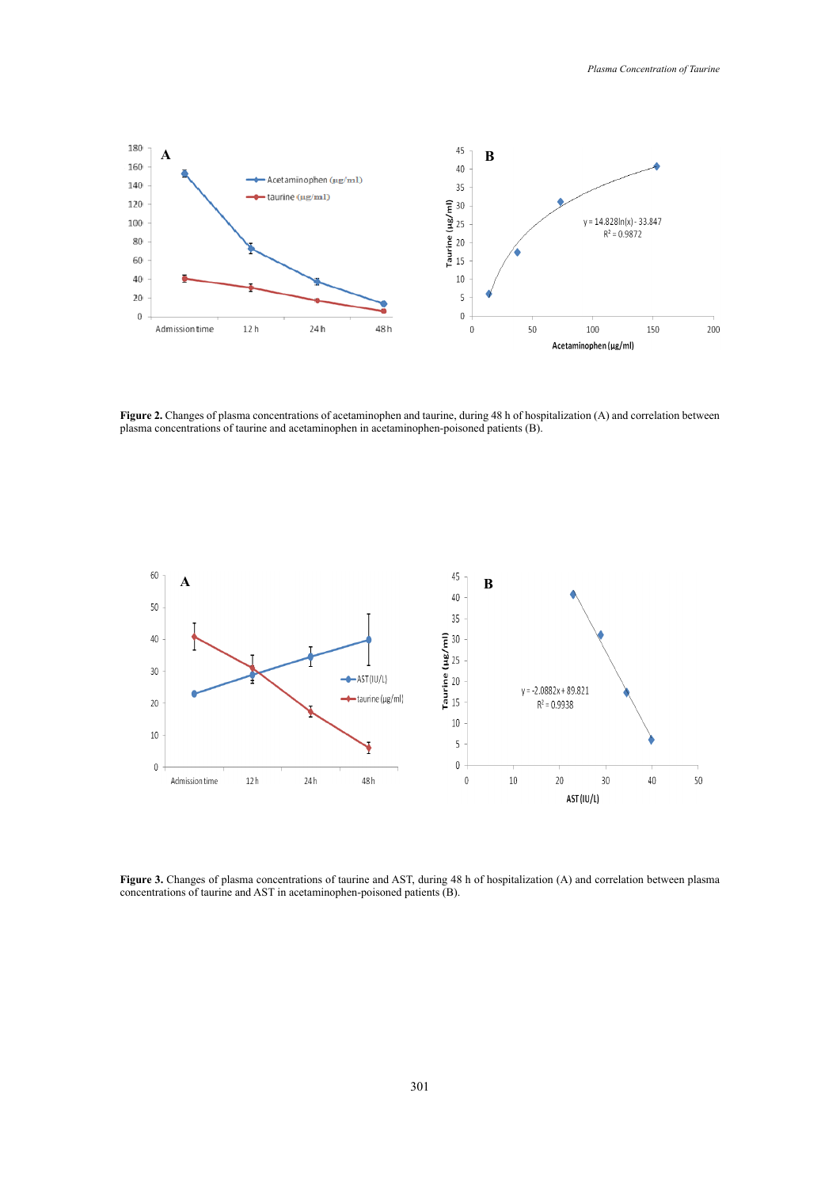**Figure 2.** Changes of plasma concentrations of acetaminophen and taurine, during 48 h of hospitalization (A) and correlation between plasma concentrations of taurine and acetaminophen in acetaminophen-poisoned patients (B).

**Figure 3.** Changes of plasma concentrations of taurine and AST, during 48 h of hospitalization (A) and correlation between plasma concentrations of taurine and AST in acetaminophen-poisoned patients (B).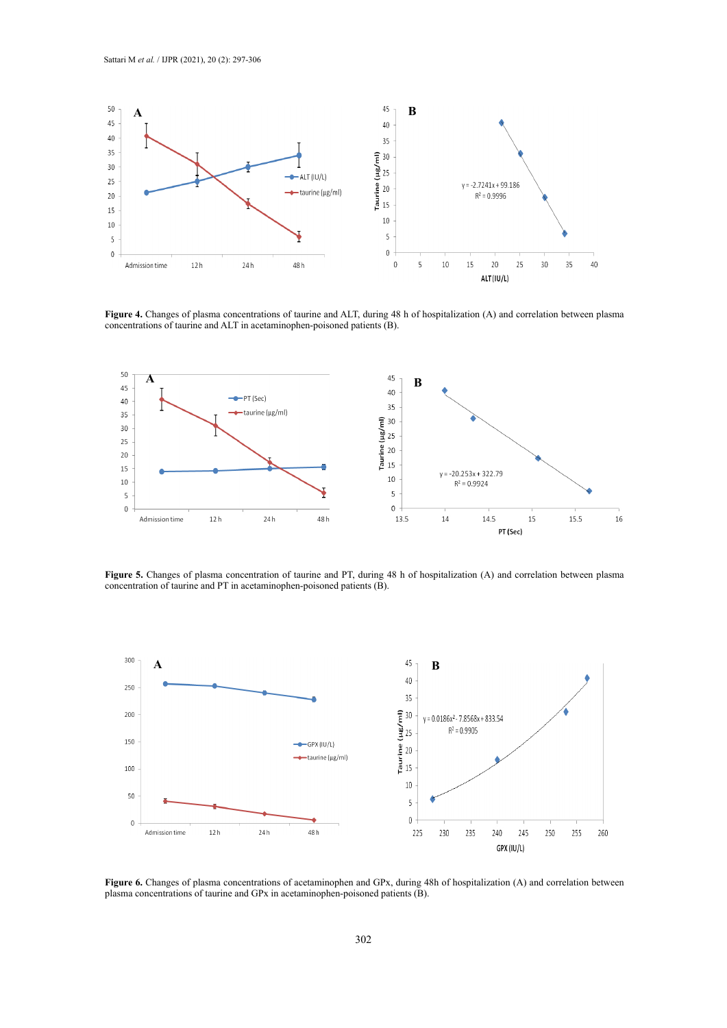**Figure 4.** Changes of plasma concentrations of taurine and ALT, during 48 h of hospitalization (A) and correlation between plasma concentrations of taurine and ALT in acetaminophen-poisoned patients (B).

**Figure 5.** Changes of plasma concentration of taurine and PT, during 48 h of hospitalization (A) and correlation between plasma concentration of taurine and PT in acetaminophen-poisoned patients (B).

**Figure 6.** Changes of plasma concentrations of acetaminophen and GPx, during 48h of hospitalization (A) and correlation between plasma concentrations of taurine and GPx in acetaminophen-poisoned patients (B).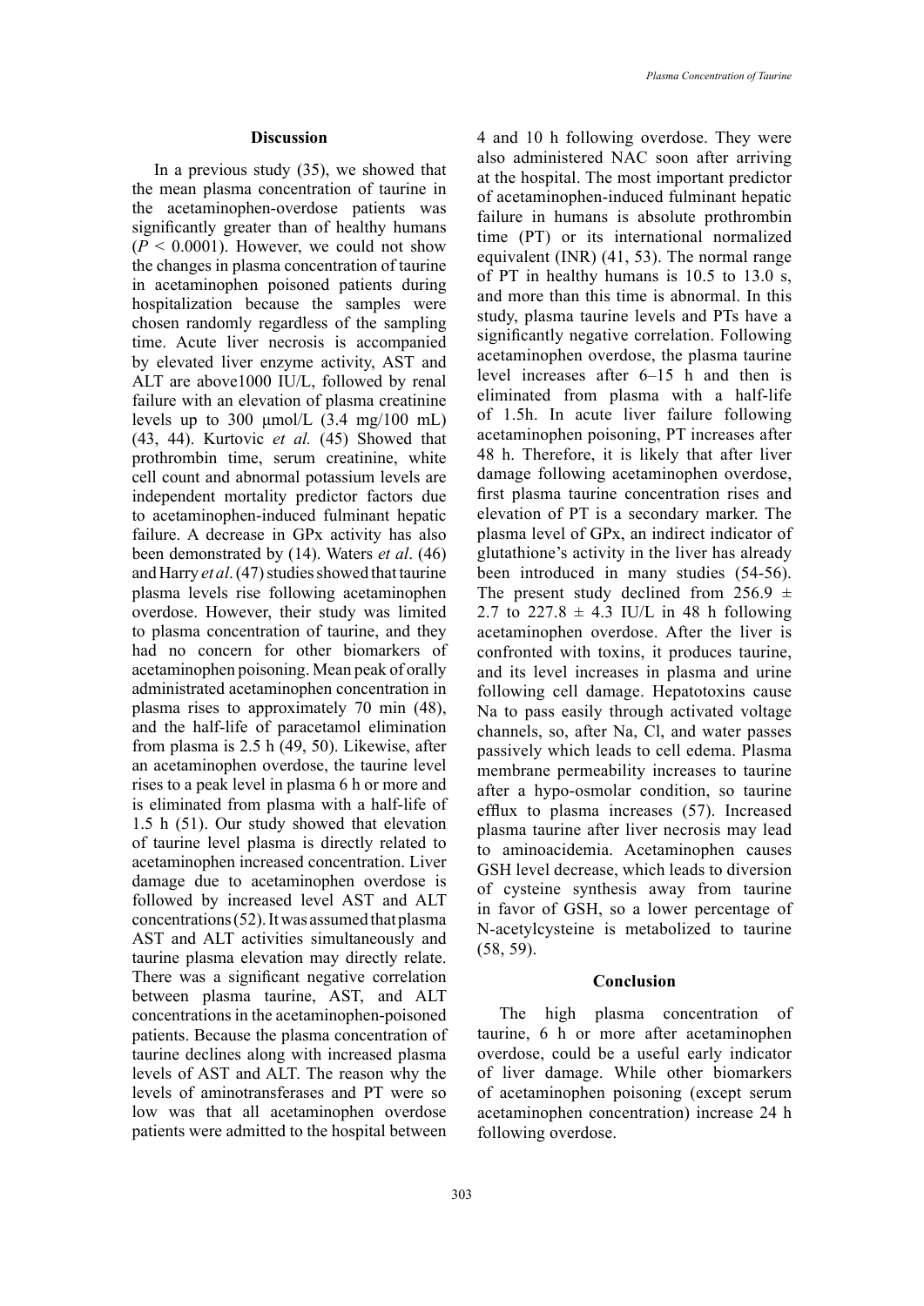## Discussion

In a previous study (35), we showed that the mean plasma concentration of taurine in the acetaminophen-overdose patients was significantly greater than of healthy humans ($P < 0.0001$). However, we could not show the changes in plasma concentration of taurine in acetaminophen poisoned patients during hospitalization because the samples were chosen randomly regardless of the sampling time. Acute liver necrosis is accompanied by elevated liver enzyme activity, AST and ALT are above1000 IU/L, followed by renal failure with an elevation of plasma creatinine levels up to 300 μmol/L (3.4 mg/100 mL) (43, 44). Kurtovic *et al.* (45) Showed that prothrombin time, serum creatinine, white cell count and abnormal potassium levels are independent mortality predictor factors due to acetaminophen-induced fulminant hepatic failure. A decrease in GPx activity has also been demonstrated by (14). Waters *et al*. (46) and Harry *et al*. (47) studies showed that taurine plasma levels rise following acetaminophen overdose. However, their study was limited to plasma concentration of taurine, and they had no concern for other biomarkers of acetaminophen poisoning. Mean peak of orally administrated acetaminophen concentration in plasma rises to approximately 70 min (48), and the half-life of paracetamol elimination from plasma is 2.5 h (49, 50). Likewise, after an acetaminophen overdose, the taurine level rises to a peak level in plasma 6 h or more and is eliminated from plasma with a half-life of 1.5 h (51). Our study showed that elevation of taurine level plasma is directly related to acetaminophen increased concentration. Liver damage due to acetaminophen overdose is followed by increased level AST and ALT concentrations (52). It was assumed that plasma AST and ALT activities simultaneously and taurine plasma elevation may directly relate. There was a significant negative correlation between plasma taurine, AST, and ALT concentrations in the acetaminophen-poisoned patients. Because the plasma concentration of taurine declines along with increased plasma levels of AST and ALT. The reason why the levels of aminotransferases and PT were so low was that all acetaminophen overdose patients were admitted to the hospital between 4 and 10 h following overdose. They were also administered NAC soon after arriving at the hospital. The most important predictor of acetaminophen-induced fulminant hepatic failure in humans is absolute prothrombin time (PT) or its international normalized equivalent (INR) (41, 53). The normal range of PT in healthy humans is 10.5 to 13.0 s, and more than this time is abnormal. In this study, plasma taurine levels and PTs have a significantly negative correlation. Following acetaminophen overdose, the plasma taurine level increases after 6–15 h and then is eliminated from plasma with a half-life of 1.5h. In acute liver failure following acetaminophen poisoning, PT increases after 48 h. Therefore, it is likely that after liver damage following acetaminophen overdose, first plasma taurine concentration rises and elevation of PT is a secondary marker. The plasma level of GPx, an indirect indicator of glutathione's activity in the liver has already been introduced in many studies (54-56). The present study declined from 256.9 ± 2.7 to 227.8 ± 4.3 IU/L in 48 h following acetaminophen overdose. After the liver is confronted with toxins, it produces taurine, and its level increases in plasma and urine following cell damage. Hepatotoxins cause Na to pass easily through activated voltage channels, so, after Na, Cl, and water passes passively which leads to cell edema. Plasma membrane permeability increases to taurine after a hypo-osmolar condition, so taurine efflux to plasma increases (57). Increased plasma taurine after liver necrosis may lead to aminoacidemia. Acetaminophen causes GSH level decrease, which leads to diversion of cysteine synthesis away from taurine in favor of GSH, so a lower percentage of N-acetylcysteine is metabolized to taurine (58, 59).

## Conclusion

The high plasma concentration of taurine, 6 h or more after acetaminophen overdose, could be a useful early indicator of liver damage. While other biomarkers of acetaminophen poisoning (except serum acetaminophen concentration) increase 24 h following overdose.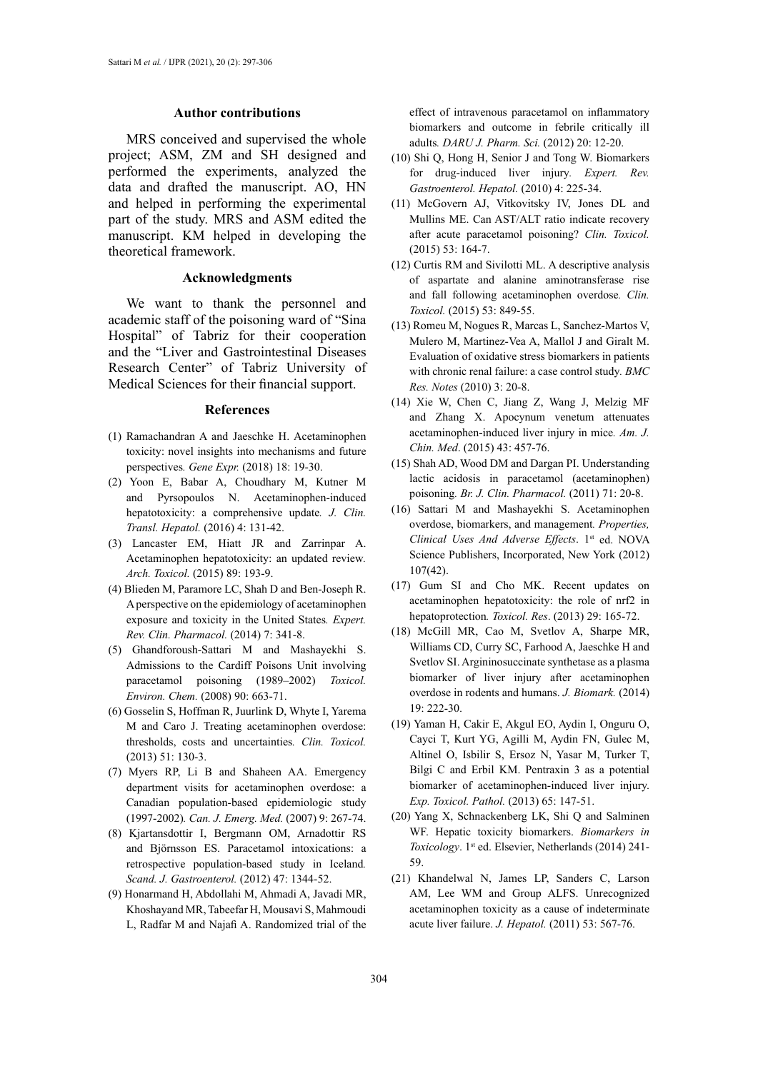## Author contributions

MRS conceived and supervised the whole project; ASM, ZM and SH designed and performed the experiments, analyzed the data and drafted the manuscript. AO, HN and helped in performing the experimental part of the study. MRS and ASM edited the manuscript. KM helped in developing the theoretical framework.

## Acknowledgments

We want to thank the personnel and academic staff of the poisoning ward of "Sina Hospital" of Tabriz for their cooperation and the "Liver and Gastrointestinal Diseases Research Center" of Tabriz University of Medical Sciences for their financial support.

## References

(1) Ramachandran A and Jaeschke H. Acetaminophen toxicity: novel insights into mechanisms and future perspectives. *Gene Expr.* (2018) 18: 19-30.

(2) Yoon E, Babar A, Choudhary M, Kutner M and Pyrsopoulos N. Acetaminophen-induced hepatotoxicity: a comprehensive update. *J. Clin. Transl. Hepatol.* (2016) 4: 131-42.

(3) Lancaster EM, Hiatt JR and Zarrinpar A. Acetaminophen hepatotoxicity: an updated review. *Arch. Toxicol.* (2015) 89: 193-9.

(4) Blieden M, Paramore LC, Shah D and Ben-Joseph R. A perspective on the epidemiology of acetaminophen exposure and toxicity in the United States. *Expert. Rev. Clin. Pharmacol.* (2014) 7: 341-8.

(5) Ghandforoush-Sattari M and Mashayekhi S. Admissions to the Cardiff Poisons Unit involving paracetamol poisoning (1989–2002) *Toxicol. Environ. Chem.* (2008) 90: 663-71.

(6) Gosselin S, Hoffman R, Juurlink D, Whyte I, Yarema M and Caro J. Treating acetaminophen overdose: thresholds, costs and uncertainties. *Clin. Toxicol.* (2013) 51: 130-3.

(7) Myers RP, Li B and Shaheen AA. Emergency department visits for acetaminophen overdose: a Canadian population-based epidemiologic study (1997-2002). *Can. J. Emerg. Med.* (2007) 9: 267-74.

(8) Kjartansdottir I, Bergmann OM, Arnadottir RS and Björnsson ES. Paracetamol intoxications: a retrospective population-based study in Iceland. *Scand. J. Gastroenterol.* (2012) 47: 1344-52.

(9) Honarmand H, Abdollahi M, Ahmadi A, Javadi MR, Khoshayand MR, Tabeefar H, Mousavi S, Mahmoudi L, Radfar M and Najafi A. Randomized trial of the effect of intravenous paracetamol on inflammatory biomarkers and outcome in febrile critically ill adults. *DARU J. Pharm. Sci.* (2012) 20: 12-20.

(10) Shi Q, Hong H, Senior J and Tong W. Biomarkers for drug-induced liver injury. *Expert. Rev. Gastroenterol. Hepatol.* (2010) 4: 225-34.

(11) McGovern AJ, Vitkovitsky IV, Jones DL and Mullins ME. Can AST/ALT ratio indicate recovery after acute paracetamol poisoning? *Clin. Toxicol.* (2015) 53: 164-7.

(12) Curtis RM and Sivilotti ML. A descriptive analysis of aspartate and alanine aminotransferase rise and fall following acetaminophen overdose. *Clin. Toxicol.* (2015) 53: 849-55.

(13) Romeu M, Nogues R, Marcas L, Sanchez-Martos V, Mulero M, Martinez-Vea A, Mallol J and Giralt M. Evaluation of oxidative stress biomarkers in patients with chronic renal failure: a case control study. *BMC Res. Notes* (2010) 3: 20-8.

(14) Xie W, Chen C, Jiang Z, Wang J, Melzig MF and Zhang X. Apocynum venetum attenuates acetaminophen-induced liver injury in mice. *Am. J. Chin. Med*. (2015) 43: 457-76.

(15) Shah AD, Wood DM and Dargan PI. Understanding lactic acidosis in paracetamol (acetaminophen) poisoning. *Br. J. Clin. Pharmacol.* (2011) 71: 20-8.

(16) Sattari M and Mashayekhi S. Acetaminophen overdose, biomarkers, and management. *Properties, Clinical Uses And Adverse Effects*. 1st ed. NOVA Science Publishers, Incorporated, New York (2012) 107(42).

(17) Gum SI and Cho MK. Recent updates on acetaminophen hepatotoxicity: the role of nrf2 in hepatoprotection. *Toxicol. Res*. (2013) 29: 165-72.

(18) McGill MR, Cao M, Svetlov A, Sharpe MR, Williams CD, Curry SC, Farhood A, Jaeschke H and Svetlov SI. Argininosuccinate synthetase as a plasma biomarker of liver injury after acetaminophen overdose in rodents and humans. *J. Biomark.* (2014) 19: 222-30.

(19) Yaman H, Cakir E, Akgul EO, Aydin I, Onguru O, Cayci T, Kurt YG, Agilli M, Aydin FN, Gulec M, Altinel O, Isbilir S, Ersoz N, Yasar M, Turker T, Bilgi C and Erbil KM. Pentraxin 3 as a potential biomarker of acetaminophen-induced liver injury. *Exp. Toxicol. Pathol.* (2013) 65: 147-51.

(20) Yang X, Schnackenberg LK, Shi Q and Salminen WF. Hepatic toxicity biomarkers. *Biomarkers in Toxicology*. 1st ed. Elsevier, Netherlands (2014) 241-59.

(21) Khandelwal N, James LP, Sanders C, Larson AM, Lee WM and Group ALFS. Unrecognized acetaminophen toxicity as a cause of indeterminate acute liver failure. *J. Hepatol.* (2011) 53: 567-76.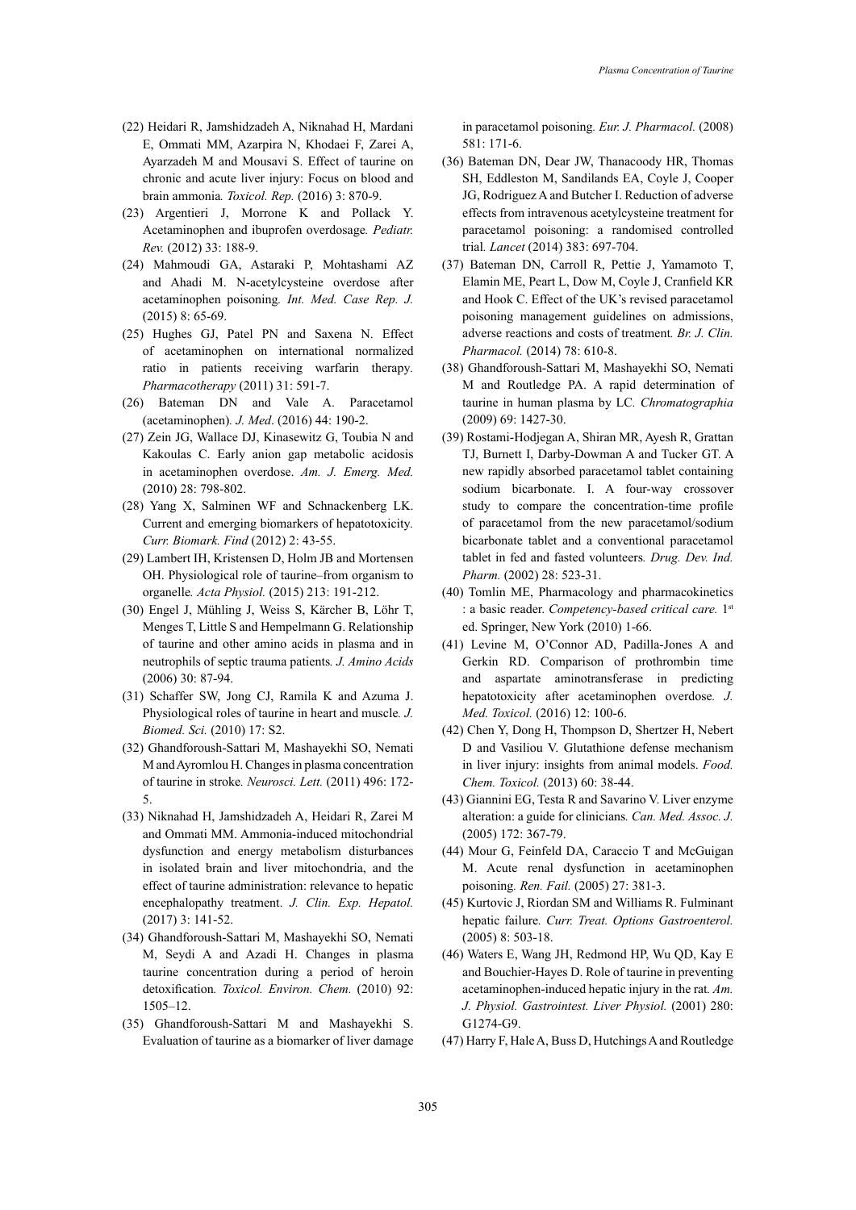(22) Heidari R, Jamshidzadeh A, Niknahad H, Mardani E, Ommati MM, Azarpira N, Khodaei F, Zarei A, Ayarzadeh M and Mousavi S. Effect of taurine on chronic and acute liver injury: Focus on blood and brain ammonia. *Toxicol. Rep.* (2016) 3: 870-9.

(23) Argentieri J, Morrone K and Pollack Y. Acetaminophen and ibuprofen overdosage. *Pediatr. Rev.* (2012) 33: 188-9.

(24) Mahmoudi GA, Astaraki P, Mohtashami AZ and Ahadi M. N-acetylcysteine overdose after acetaminophen poisoning. *Int. Med. Case Rep. J.* (2015) 8: 65-69.

(25) Hughes GJ, Patel PN and Saxena N. Effect of acetaminophen on international normalized ratio in patients receiving warfarin therapy. *Pharmacotherapy* (2011) 31: 591-7.

(26) Bateman DN and Vale A. Paracetamol (acetaminophen). *J. Med*. (2016) 44: 190-2.

(27) Zein JG, Wallace DJ, Kinasewitz G, Toubia N and Kakoulas C. Early anion gap metabolic acidosis in acetaminophen overdose. *Am. J. Emerg. Med.* (2010) 28: 798-802.

(28) Yang X, Salminen WF and Schnackenberg LK. Current and emerging biomarkers of hepatotoxicity. *Curr. Biomark. Find* (2012) 2: 43-55.

(29) Lambert IH, Kristensen D, Holm JB and Mortensen OH. Physiological role of taurine–from organism to organelle. *Acta Physiol.* (2015) 213: 191-212.

(30) Engel J, Mühling J, Weiss S, Kärcher B, Löhr T, Menges T, Little S and Hempelmann G. Relationship of taurine and other amino acids in plasma and in neutrophils of septic trauma patients. *J. Amino Acids* (2006) 30: 87-94.

(31) Schaffer SW, Jong CJ, Ramila K and Azuma J. Physiological roles of taurine in heart and muscle. *J. Biomed. Sci.* (2010) 17: S2.

(32) Ghandforoush-Sattari M, Mashayekhi SO, Nemati M and Ayromlou H. Changes in plasma concentration of taurine in stroke. *Neurosci. Lett.* (2011) 496: 172-5.

(33) Niknahad H, Jamshidzadeh A, Heidari R, Zarei M and Ommati MM. Ammonia-induced mitochondrial dysfunction and energy metabolism disturbances in isolated brain and liver mitochondria, and the effect of taurine administration: relevance to hepatic encephalopathy treatment. *J. Clin. Exp. Hepatol.* (2017) 3: 141-52.

(34) Ghandforoush-Sattari M, Mashayekhi SO, Nemati M, Seydi A and Azadi H. Changes in plasma taurine concentration during a period of heroin detoxification. *Toxicol. Environ. Chem.* (2010) 92: 1505–12.

(35) Ghandforoush-Sattari M and Mashayekhi S. Evaluation of taurine as a biomarker of liver damage in paracetamol poisoning. *Eur. J. Pharmacol.* (2008) 581: 171-6.

(36) Bateman DN, Dear JW, Thanacoody HR, Thomas SH, Eddleston M, Sandilands EA, Coyle J, Cooper JG, Rodriguez A and Butcher I. Reduction of adverse effects from intravenous acetylcysteine treatment for paracetamol poisoning: a randomised controlled trial. *Lancet* (2014) 383: 697-704.

(37) Bateman DN, Carroll R, Pettie J, Yamamoto T, Elamin ME, Peart L, Dow M, Coyle J, Cranfield KR and Hook C. Effect of the UK's revised paracetamol poisoning management guidelines on admissions, adverse reactions and costs of treatment. *Br. J. Clin. Pharmacol.* (2014) 78: 610-8.

(38) Ghandforoush-Sattari M, Mashayekhi SO, Nemati M and Routledge PA. A rapid determination of taurine in human plasma by LC. *Chromatographia* (2009) 69: 1427-30.

(39) Rostami-Hodjegan A, Shiran MR, Ayesh R, Grattan TJ, Burnett I, Darby-Dowman A and Tucker GT. A new rapidly absorbed paracetamol tablet containing sodium bicarbonate. I. A four-way crossover study to compare the concentration-time profile of paracetamol from the new paracetamol/sodium bicarbonate tablet and a conventional paracetamol tablet in fed and fasted volunteers. *Drug. Dev. Ind. Pharm.* (2002) 28: 523-31.

(40) Tomlin ME, Pharmacology and pharmacokinetics : a basic reader. *Competency-based critical care.* 1st ed. Springer, New York (2010) 1-66.

(41) Levine M, O'Connor AD, Padilla-Jones A and Gerkin RD. Comparison of prothrombin time and aspartate aminotransferase in predicting hepatotoxicity after acetaminophen overdose. *J. Med. Toxicol.* (2016) 12: 100-6.

(42) Chen Y, Dong H, Thompson D, Shertzer H, Nebert D and Vasiliou V. Glutathione defense mechanism in liver injury: insights from animal models. *Food. Chem. Toxicol.* (2013) 60: 38-44.

(43) Giannini EG, Testa R and Savarino V. Liver enzyme alteration: a guide for clinicians. *Can. Med. Assoc. J.* (2005) 172: 367-79.

(44) Mour G, Feinfeld DA, Caraccio T and McGuigan M. Acute renal dysfunction in acetaminophen poisoning. *Ren. Fail.* (2005) 27: 381-3.

(45) Kurtovic J, Riordan SM and Williams R. Fulminant hepatic failure. *Curr. Treat. Options Gastroenterol.* (2005) 8: 503-18.

(46) Waters E, Wang JH, Redmond HP, Wu QD, Kay E and Bouchier-Hayes D. Role of taurine in preventing acetaminophen-induced hepatic injury in the rat. *Am. J. Physiol. Gastrointest. Liver Physiol.* (2001) 280: G1274-G9.

(47) Harry F, Hale A, Buss D, Hutchings A and Routledge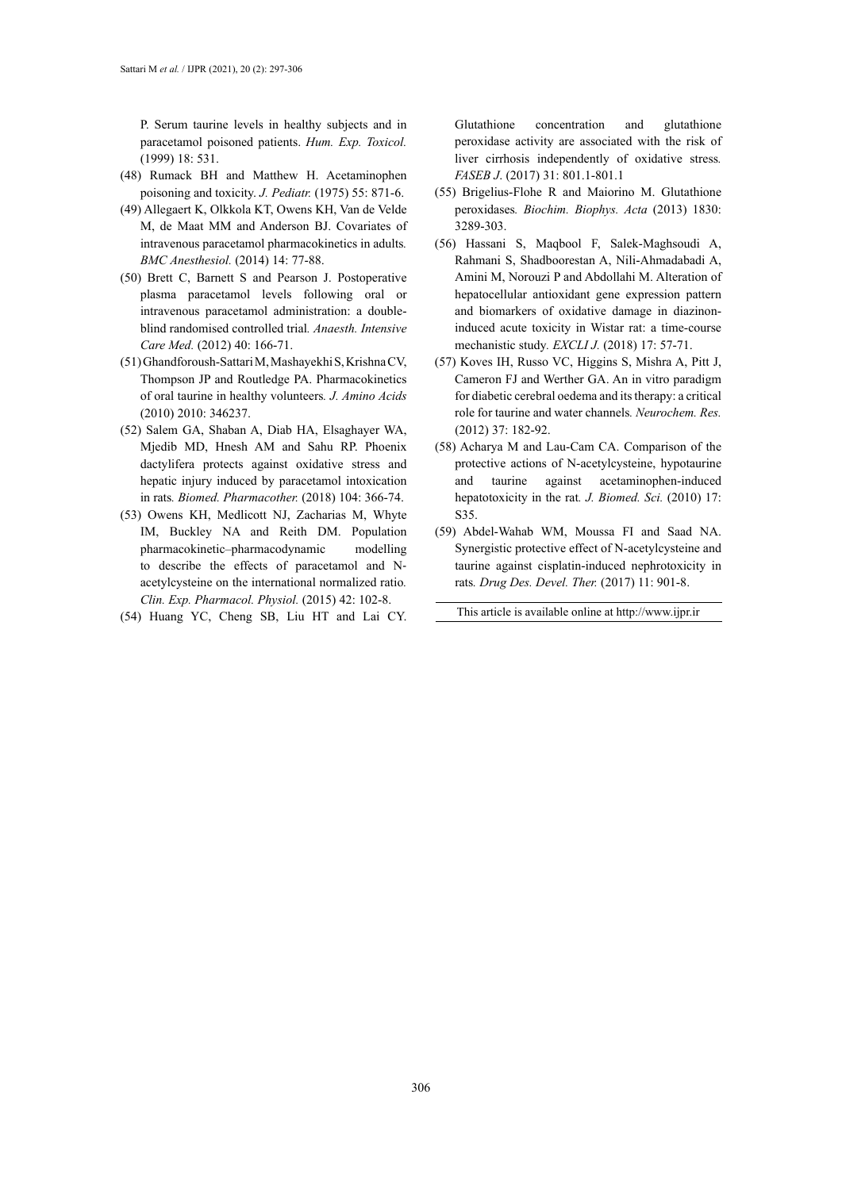P. Serum taurine levels in healthy subjects and in paracetamol poisoned patients. *Hum. Exp. Toxicol.* (1999) 18: 531.

(48) Rumack BH and Matthew H. Acetaminophen poisoning and toxicity. *J. Pediatr.* (1975) 55: 871-6.

(49) Allegaert K, Olkkola KT, Owens KH, Van de Velde M, de Maat MM and Anderson BJ. Covariates of intravenous paracetamol pharmacokinetics in adults. *BMC Anesthesiol.* (2014) 14: 77-88.

(50) Brett C, Barnett S and Pearson J. Postoperative plasma paracetamol levels following oral or intravenous paracetamol administration: a double-blind randomised controlled trial. *Anaesth. Intensive Care Med.* (2012) 40: 166-71.

(51) Ghandforoush-Sattari M, Mashayekhi S, Krishna CV, Thompson JP and Routledge PA. Pharmacokinetics of oral taurine in healthy volunteers. *J. Amino Acids* (2010) 2010: 346237.

(52) Salem GA, Shaban A, Diab HA, Elsaghayer WA, Mjedib MD, Hnesh AM and Sahu RP. Phoenix dactylifera protects against oxidative stress and hepatic injury induced by paracetamol intoxication in rats. *Biomed. Pharmacother.* (2018) 104: 366-74.

(53) Owens KH, Medlicott NJ, Zacharias M, Whyte IM, Buckley NA and Reith DM. Population pharmacokinetic–pharmacodynamic modelling to describe the effects of paracetamol and N-acetylcysteine on the international normalized ratio. *Clin. Exp. Pharmacol. Physiol.* (2015) 42: 102-8.

(54) Huang YC, Cheng SB, Liu HT and Lai CY. Glutathione concentration and glutathione peroxidase activity are associated with the risk of liver cirrhosis independently of oxidative stress. *FASEB J.* (2017) 31: 801.1-801.1

(55) Brigelius-Flohe R and Maiorino M. Glutathione peroxidases. *Biochim. Biophys. Acta* (2013) 1830: 3289-303.

(56) Hassani S, Maqbool F, Salek-Maghsoudi A, Rahmani S, Shadboorestan A, Nili-Ahmadabadi A, Amini M, Norouzi P and Abdollahi M. Alteration of hepatocellular antioxidant gene expression pattern and biomarkers of oxidative damage in diazinon-induced acute toxicity in Wistar rat: a time-course mechanistic study. *EXCLI J.* (2018) 17: 57-71.

(57) Koves IH, Russo VC, Higgins S, Mishra A, Pitt J, Cameron FJ and Werther GA. An in vitro paradigm for diabetic cerebral oedema and its therapy: a critical role for taurine and water channels. *Neurochem. Res.* (2012) 37: 182-92.

(58) Acharya M and Lau-Cam CA. Comparison of the protective actions of N-acetylcysteine, hypotaurine and taurine against acetaminophen-induced hepatotoxicity in the rat. *J. Biomed. Sci.* (2010) 17: S35.

(59) Abdel-Wahab WM, Moussa FI and Saad NA. Synergistic protective effect of N-acetylcysteine and taurine against cisplatin-induced nephrotoxicity in rats. *Drug Des. Devel. Ther.* (2017) 11: 901-8.

This article is available online at http://www.ijpr.ir